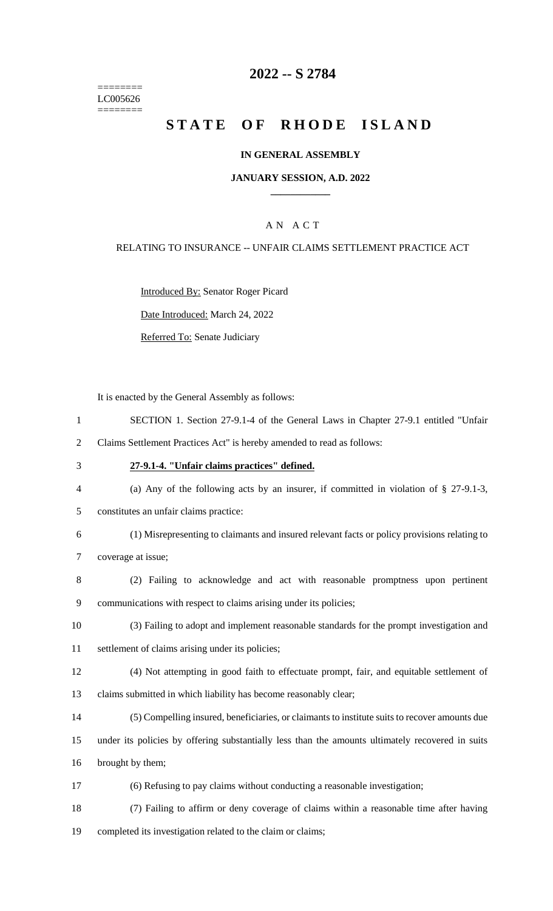========
LC005626
========

# 2022 -- S 2784

# STATE OF RHODE ISLAND

**IN GENERAL ASSEMBLY**

**JANUARY SESSION, A.D. 2022**

A N A C T

RELATING TO INSURANCE -- UNFAIR CLAIMS SETTLEMENT PRACTICE ACT

Introduced By: Senator Roger Picard

Date Introduced: March 24, 2022

Referred To: Senate Judiciary

It is enacted by the General Assembly as follows:

SECTION 1. Section 27-9.1-4 of the General Laws in Chapter 27-9.1 entitled "Unfair Claims Settlement Practices Act" is hereby amended to read as follows:

**27-9.1-4. "Unfair claims practices" defined.**

(a) Any of the following acts by an insurer, if committed in violation of § 27-9.1-3, constitutes an unfair claims practice:

(1) Misrepresenting to claimants and insured relevant facts or policy provisions relating to coverage at issue;

(2) Failing to acknowledge and act with reasonable promptness upon pertinent communications with respect to claims arising under its policies;

(3) Failing to adopt and implement reasonable standards for the prompt investigation and settlement of claims arising under its policies;

(4) Not attempting in good faith to effectuate prompt, fair, and equitable settlement of claims submitted in which liability has become reasonably clear;

(5) Compelling insured, beneficiaries, or claimants to institute suits to recover amounts due under its policies by offering substantially less than the amounts ultimately recovered in suits brought by them;

(6) Refusing to pay claims without conducting a reasonable investigation;

(7) Failing to affirm or deny coverage of claims within a reasonable time after having completed its investigation related to the claim or claims;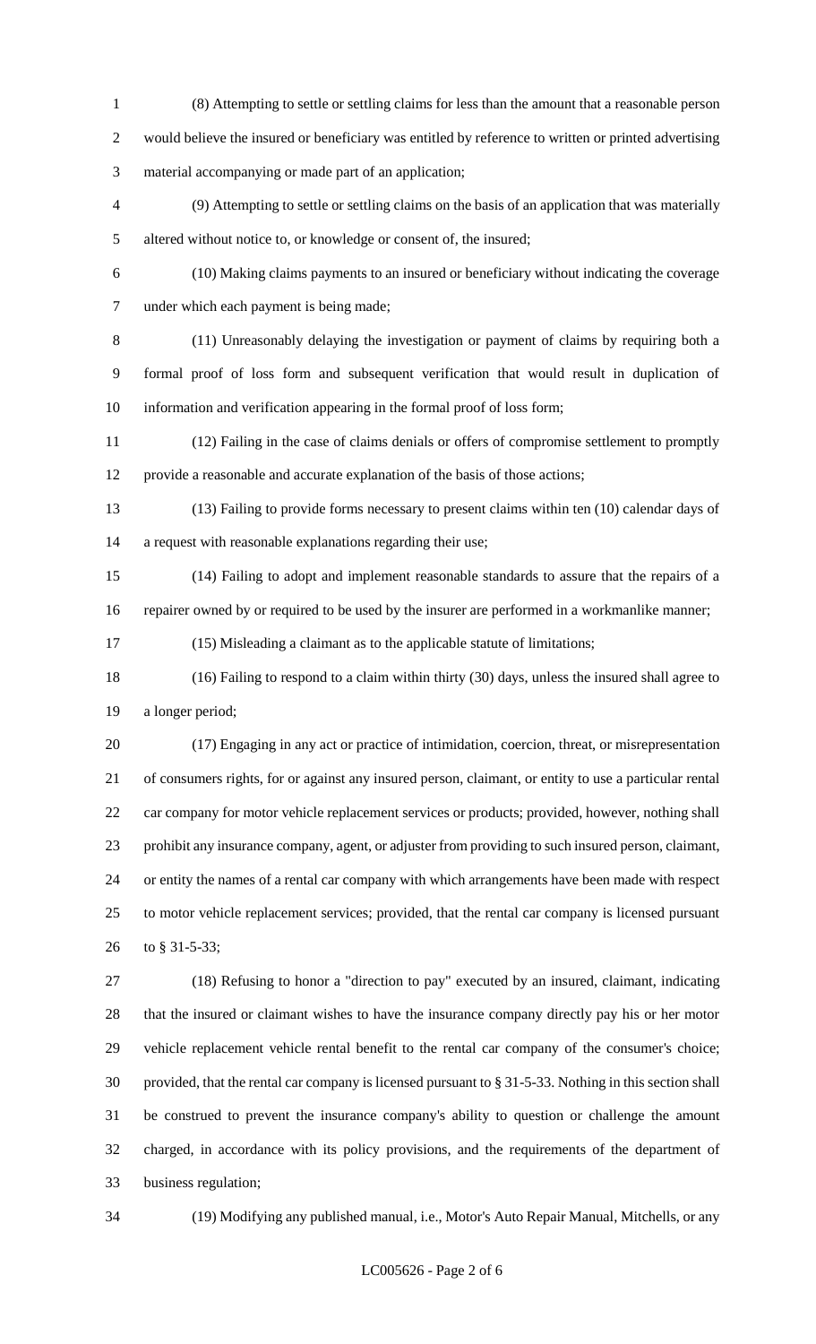(8) Attempting to settle or settling claims for less than the amount that a reasonable person would believe the insured or beneficiary was entitled by reference to written or printed advertising material accompanying or made part of an application;

(9) Attempting to settle or settling claims on the basis of an application that was materially altered without notice to, or knowledge or consent of, the insured;

(10) Making claims payments to an insured or beneficiary without indicating the coverage under which each payment is being made;

(11) Unreasonably delaying the investigation or payment of claims by requiring both a formal proof of loss form and subsequent verification that would result in duplication of information and verification appearing in the formal proof of loss form;

(12) Failing in the case of claims denials or offers of compromise settlement to promptly provide a reasonable and accurate explanation of the basis of those actions;

(13) Failing to provide forms necessary to present claims within ten (10) calendar days of a request with reasonable explanations regarding their use;

(14) Failing to adopt and implement reasonable standards to assure that the repairs of a repairer owned by or required to be used by the insurer are performed in a workmanlike manner;

(15) Misleading a claimant as to the applicable statute of limitations;

(16) Failing to respond to a claim within thirty (30) days, unless the insured shall agree to a longer period;

(17) Engaging in any act or practice of intimidation, coercion, threat, or misrepresentation of consumers rights, for or against any insured person, claimant, or entity to use a particular rental car company for motor vehicle replacement services or products; provided, however, nothing shall prohibit any insurance company, agent, or adjuster from providing to such insured person, claimant, or entity the names of a rental car company with which arrangements have been made with respect to motor vehicle replacement services; provided, that the rental car company is licensed pursuant to § 31-5-33;

(18) Refusing to honor a "direction to pay" executed by an insured, claimant, indicating that the insured or claimant wishes to have the insurance company directly pay his or her motor vehicle replacement vehicle rental benefit to the rental car company of the consumer's choice; provided, that the rental car company is licensed pursuant to § 31-5-33. Nothing in this section shall be construed to prevent the insurance company's ability to question or challenge the amount charged, in accordance with its policy provisions, and the requirements of the department of business regulation;

(19) Modifying any published manual, i.e., Motor's Auto Repair Manual, Mitchells, or any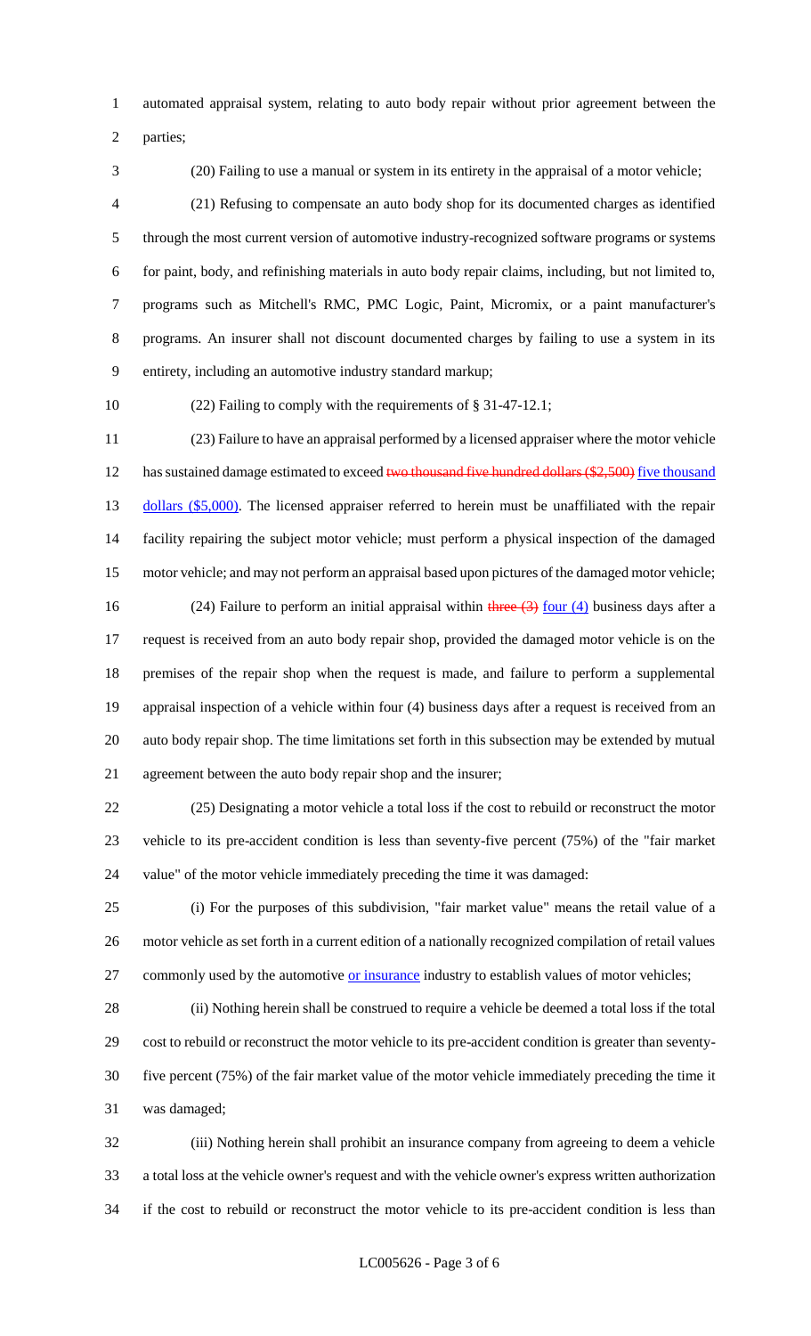automated appraisal system, relating to auto body repair without prior agreement between the parties;

(20) Failing to use a manual or system in its entirety in the appraisal of a motor vehicle;

(21) Refusing to compensate an auto body shop for its documented charges as identified through the most current version of automotive industry-recognized software programs or systems for paint, body, and refinishing materials in auto body repair claims, including, but not limited to, programs such as Mitchell's RMC, PMC Logic, Paint, Micromix, or a paint manufacturer's programs. An insurer shall not discount documented charges by failing to use a system in its entirety, including an automotive industry standard markup;

(22) Failing to comply with the requirements of § 31-47-12.1;

(23) Failure to have an appraisal performed by a licensed appraiser where the motor vehicle has sustained damage estimated to exceed ~~two thousand five hundred dollars ($2,500)~~ five thousand dollars ($5,000). The licensed appraiser referred to herein must be unaffiliated with the repair facility repairing the subject motor vehicle; must perform a physical inspection of the damaged motor vehicle; and may not perform an appraisal based upon pictures of the damaged motor vehicle;

(24) Failure to perform an initial appraisal within ~~three (3)~~ four (4) business days after a request is received from an auto body repair shop, provided the damaged motor vehicle is on the premises of the repair shop when the request is made, and failure to perform a supplemental appraisal inspection of a vehicle within four (4) business days after a request is received from an auto body repair shop. The time limitations set forth in this subsection may be extended by mutual agreement between the auto body repair shop and the insurer;

(25) Designating a motor vehicle a total loss if the cost to rebuild or reconstruct the motor vehicle to its pre-accident condition is less than seventy-five percent (75%) of the "fair market value" of the motor vehicle immediately preceding the time it was damaged:

(i) For the purposes of this subdivision, "fair market value" means the retail value of a motor vehicle as set forth in a current edition of a nationally recognized compilation of retail values commonly used by the automotive or insurance industry to establish values of motor vehicles;

(ii) Nothing herein shall be construed to require a vehicle be deemed a total loss if the total cost to rebuild or reconstruct the motor vehicle to its pre-accident condition is greater than seventy-five percent (75%) of the fair market value of the motor vehicle immediately preceding the time it was damaged;

(iii) Nothing herein shall prohibit an insurance company from agreeing to deem a vehicle a total loss at the vehicle owner's request and with the vehicle owner's express written authorization if the cost to rebuild or reconstruct the motor vehicle to its pre-accident condition is less than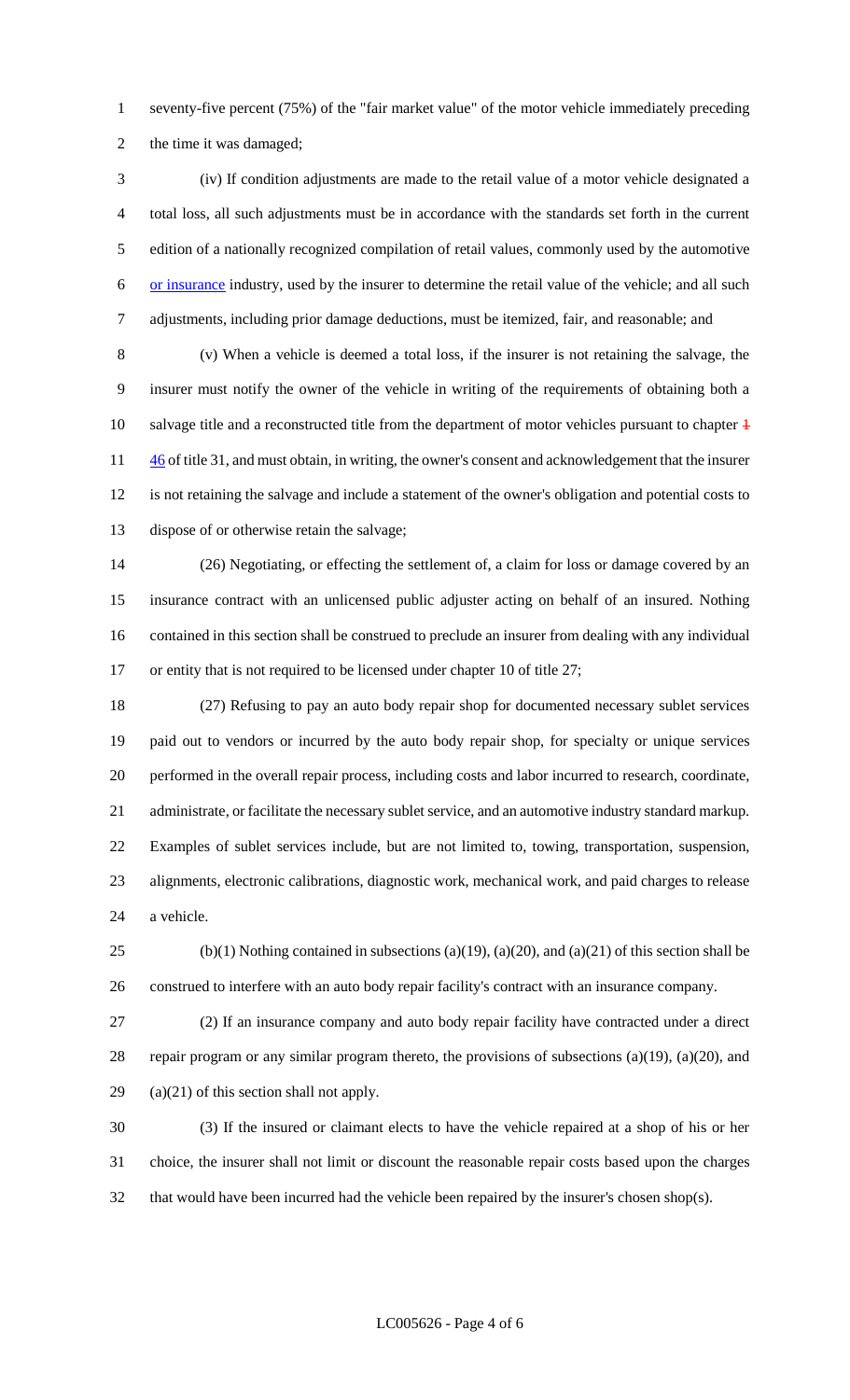seventy-five percent (75%) of the "fair market value" of the motor vehicle immediately preceding the time it was damaged;

(iv) If condition adjustments are made to the retail value of a motor vehicle designated a total loss, all such adjustments must be in accordance with the standards set forth in the current edition of a nationally recognized compilation of retail values, commonly used by the automotive or insurance industry, used by the insurer to determine the retail value of the vehicle; and all such adjustments, including prior damage deductions, must be itemized, fair, and reasonable; and

(v) When a vehicle is deemed a total loss, if the insurer is not retaining the salvage, the insurer must notify the owner of the vehicle in writing of the requirements of obtaining both a salvage title and a reconstructed title from the department of motor vehicles pursuant to chapter ~~1~~ 46 of title 31, and must obtain, in writing, the owner's consent and acknowledgement that the insurer is not retaining the salvage and include a statement of the owner's obligation and potential costs to dispose of or otherwise retain the salvage;

(26) Negotiating, or effecting the settlement of, a claim for loss or damage covered by an insurance contract with an unlicensed public adjuster acting on behalf of an insured. Nothing contained in this section shall be construed to preclude an insurer from dealing with any individual or entity that is not required to be licensed under chapter 10 of title 27;

(27) Refusing to pay an auto body repair shop for documented necessary sublet services paid out to vendors or incurred by the auto body repair shop, for specialty or unique services performed in the overall repair process, including costs and labor incurred to research, coordinate, administrate, or facilitate the necessary sublet service, and an automotive industry standard markup. Examples of sublet services include, but are not limited to, towing, transportation, suspension, alignments, electronic calibrations, diagnostic work, mechanical work, and paid charges to release a vehicle.

(b)(1) Nothing contained in subsections (a)(19), (a)(20), and (a)(21) of this section shall be construed to interfere with an auto body repair facility's contract with an insurance company.

(2) If an insurance company and auto body repair facility have contracted under a direct repair program or any similar program thereto, the provisions of subsections (a)(19), (a)(20), and (a)(21) of this section shall not apply.

(3) If the insured or claimant elects to have the vehicle repaired at a shop of his or her choice, the insurer shall not limit or discount the reasonable repair costs based upon the charges that would have been incurred had the vehicle been repaired by the insurer's chosen shop(s).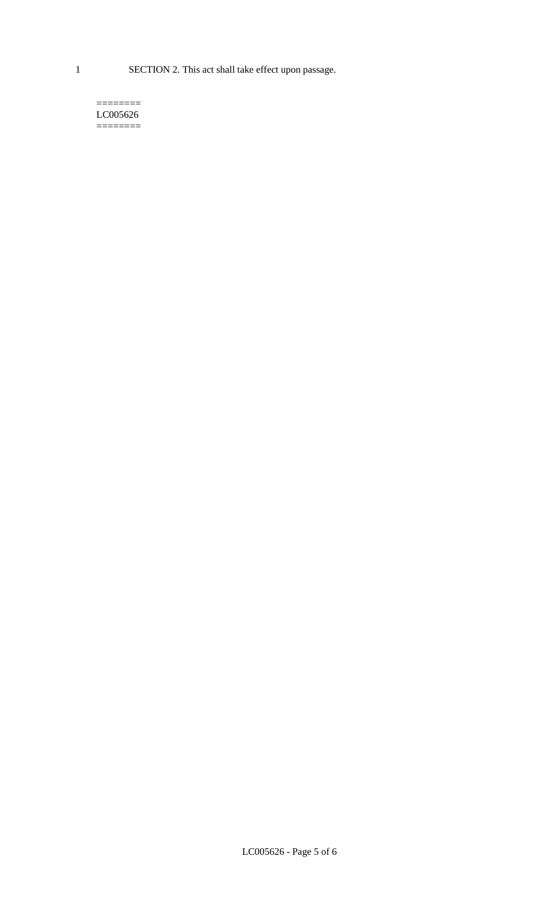1 SECTION 2. This act shall take effect upon passage.

========
LC005626
========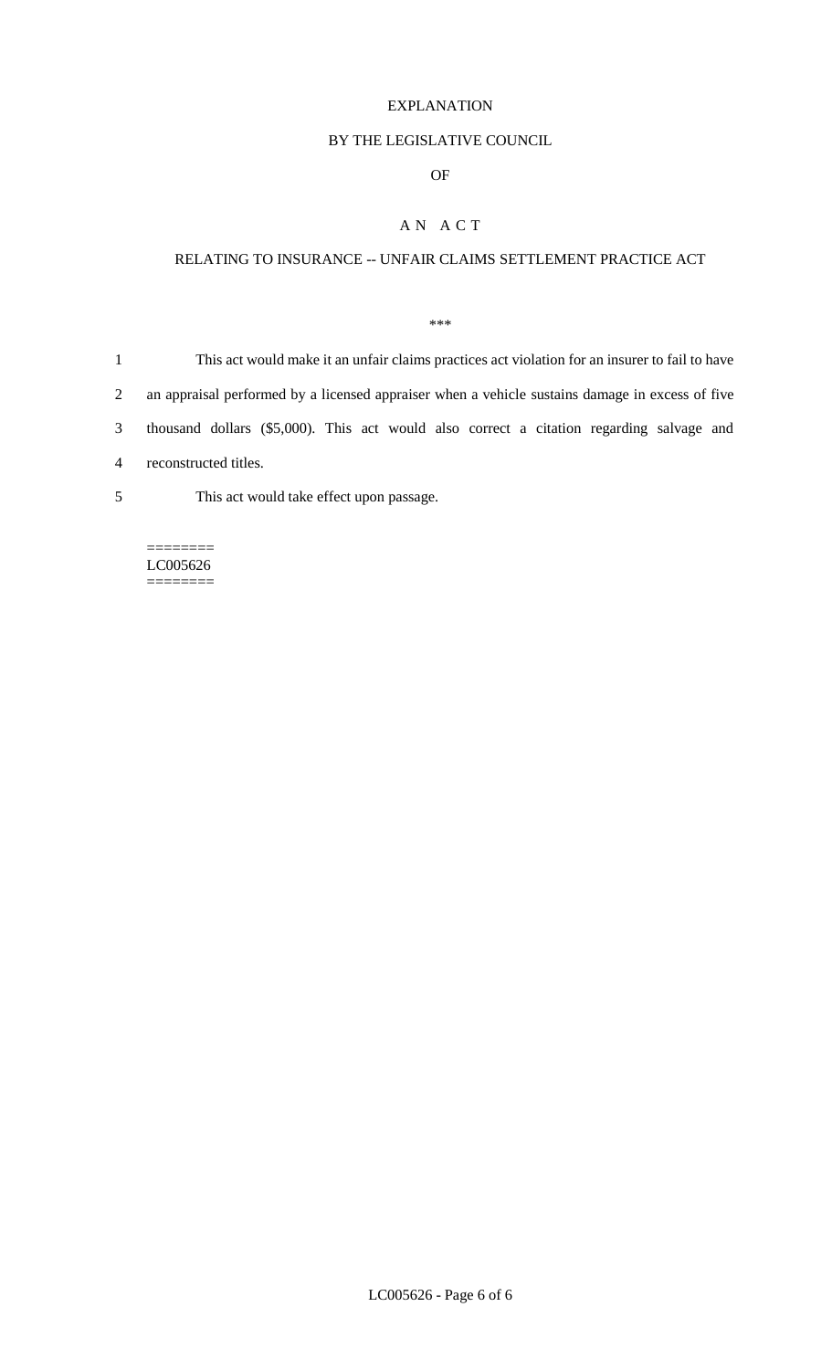EXPLANATION

BY THE LEGISLATIVE COUNCIL

OF

A N A C T

RELATING TO INSURANCE -- UNFAIR CLAIMS SETTLEMENT PRACTICE ACT

\*\*\*

1 This act would make it an unfair claims practices act violation for an insurer to fail to have
2 an appraisal performed by a licensed appraiser when a vehicle sustains damage in excess of five
3 thousand dollars ($5,000). This act would also correct a citation regarding salvage and
4 reconstructed titles.

5 This act would take effect upon passage.

========
LC005626
========